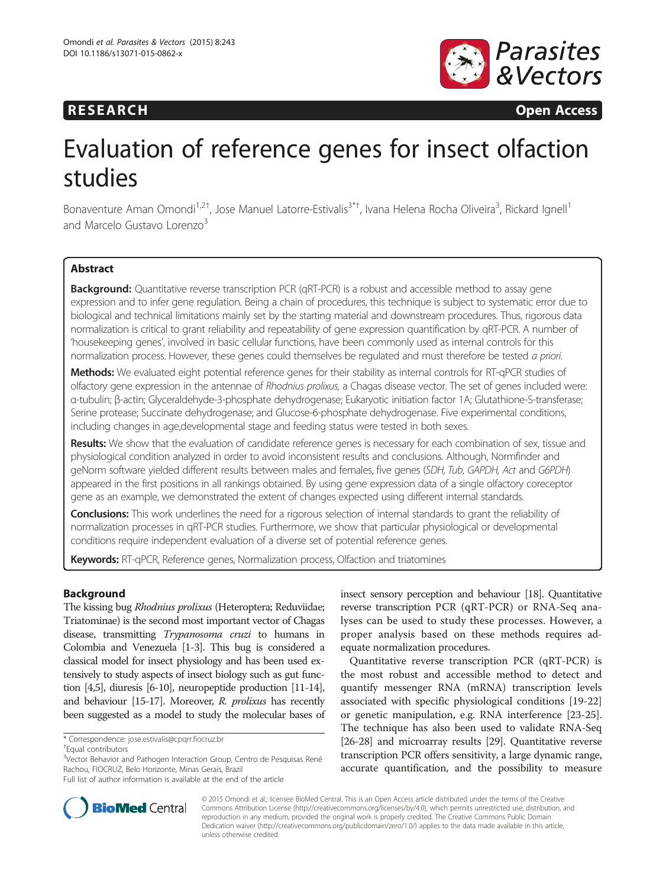RESEARCH Open Access

# Evaluation of reference genes for insect olfaction studies

Bonaventure Aman Omondi[1,2†], Jose Manuel Latorre-Estivalis[3*†], Ivana Helena Rocha Oliveira[3], Rickard Ignell[1] and Marcelo Gustavo Lorenzo[3]

## Abstract

**Background:** Quantitative reverse transcription PCR (qRT-PCR) is a robust and accessible method to assay gene expression and to infer gene regulation. Being a chain of procedures, this technique is subject to systematic error due to biological and technical limitations mainly set by the starting material and downstream procedures. Thus, rigorous data normalization is critical to grant reliability and repeatability of gene expression quantification by qRT-PCR. A number of 'housekeeping genes', involved in basic cellular functions, have been commonly used as internal controls for this normalization process. However, these genes could themselves be regulated and must therefore be tested *a priori*.

**Methods:** We evaluated eight potential reference genes for their stability as internal controls for RT-qPCR studies of olfactory gene expression in the antennae of *Rhodnius prolixus*, a Chagas disease vector. The set of genes included were: α-tubulin; β-actin; Glyceraldehyde-3-phosphate dehydrogenase; Eukaryotic initiation factor 1A; Glutathione-S-transferase; Serine protease; Succinate dehydrogenase; and Glucose-6-phosphate dehydrogenase. Five experimental conditions, including changes in age,developmental stage and feeding status were tested in both sexes.

**Results:** We show that the evaluation of candidate reference genes is necessary for each combination of sex, tissue and physiological condition analyzed in order to avoid inconsistent results and conclusions. Although, Normfinder and geNorm software yielded different results between males and females, five genes (*SDH*, *Tub*, *GAPDH*, *Act* and *G6PDH*) appeared in the first positions in all rankings obtained. By using gene expression data of a single olfactory coreceptor gene as an example, we demonstrated the extent of changes expected using different internal standards.

**Conclusions:** This work underlines the need for a rigorous selection of internal standards to grant the reliability of normalization processes in qRT-PCR studies. Furthermore, we show that particular physiological or developmental conditions require independent evaluation of a diverse set of potential reference genes.

**Keywords:** RT-qPCR, Reference genes, Normalization process, Olfaction and triatomines

## Background

The kissing bug *Rhodnius prolixus* (Heteroptera; Reduviidae; Triatominae) is the second most important vector of Chagas disease, transmitting *Trypanosoma cruzi* to humans in Colombia and Venezuela [1-3]. This bug is considered a classical model for insect physiology and has been used extensively to study aspects of insect biology such as gut function [4,5], diuresis [6-10], neuropeptide production [11-14], and behaviour [15-17]. Moreover, *R. prolixus* has recently been suggested as a model to study the molecular bases of insect sensory perception and behaviour [18]. Quantitative reverse transcription PCR (qRT-PCR) or RNA-Seq analyses can be used to study these processes. However, a proper analysis based on these methods requires adequate normalization procedures.

Quantitative reverse transcription PCR (qRT-PCR) is the most robust and accessible method to detect and quantify messenger RNA (mRNA) transcription levels associated with specific physiological conditions [19-22] or genetic manipulation, e.g. RNA interference [23-25]. The technique has also been used to validate RNA-Seq [26-28] and microarray results [29]. Quantitative reverse transcription PCR offers sensitivity, a large dynamic range, accurate quantification, and the possibility to measure

\* Correspondence: jose.estivalis@cpqrr.fiocruz.br
†Equal contributors
[3]Vector Behavior and Pathogen Interaction Group, Centro de Pesquisas René Rachou, FIOCRUZ, Belo Horizonte, Minas Gerais, Brazil
Full list of author information is available at the end of the article

© 2015 Omondi et al.; licensee BioMed Central. This is an Open Access article distributed under the terms of the Creative Commons Attribution License (http://creativecommons.org/licenses/by/4.0), which permits unrestricted use, distribution, and reproduction in any medium, provided the original work is properly credited. The Creative Commons Public Domain Dedication waiver (http://creativecommons.org/publicdomain/zero/1.0/) applies to the data made available in this article, unless otherwise credited.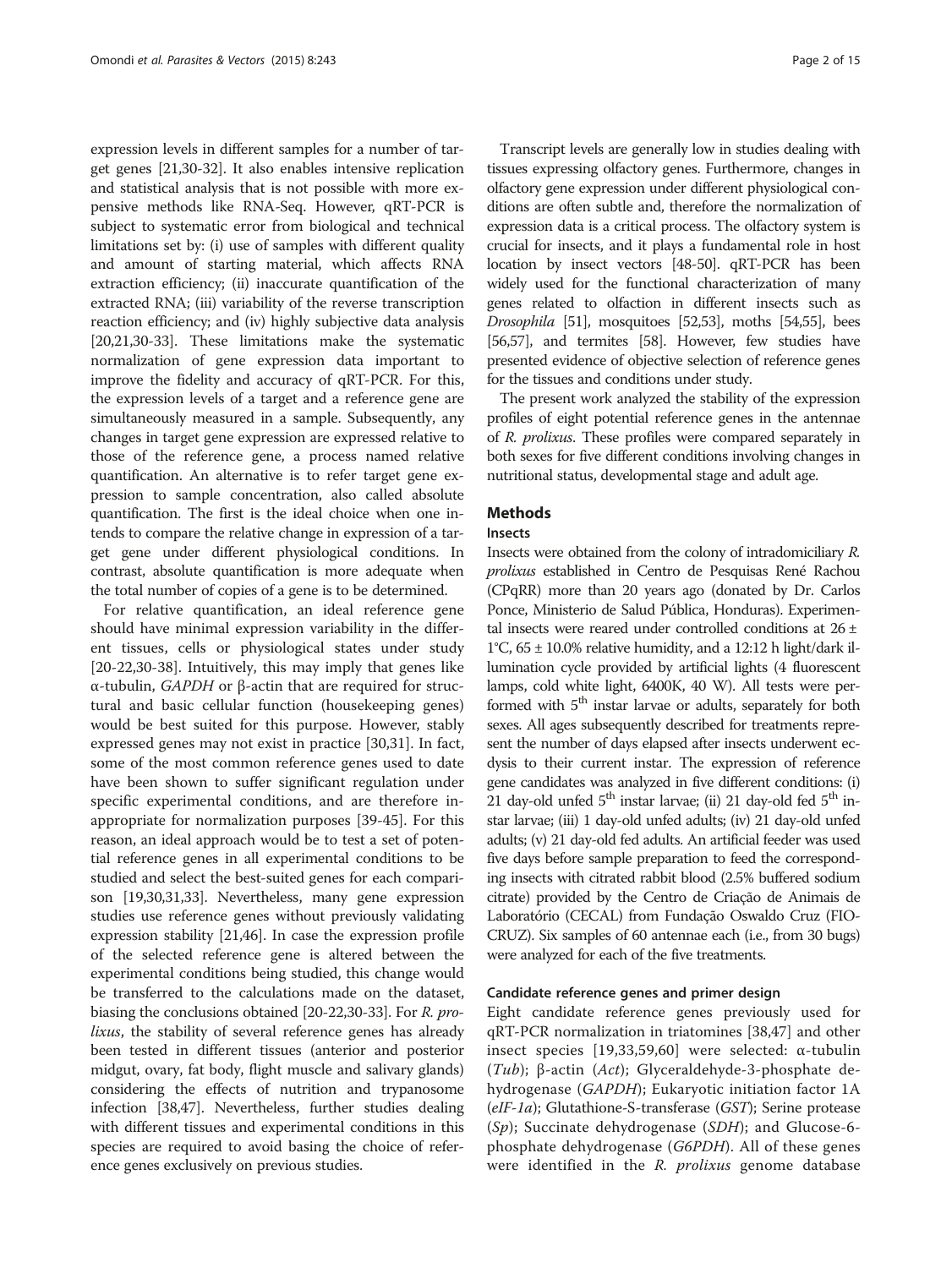expression levels in different samples for a number of target genes [21,30-32]. It also enables intensive replication and statistical analysis that is not possible with more expensive methods like RNA-Seq. However, qRT-PCR is subject to systematic error from biological and technical limitations set by: (i) use of samples with different quality and amount of starting material, which affects RNA extraction efficiency; (ii) inaccurate quantification of the extracted RNA; (iii) variability of the reverse transcription reaction efficiency; and (iv) highly subjective data analysis [20,21,30-33]. These limitations make the systematic normalization of gene expression data important to improve the fidelity and accuracy of qRT-PCR. For this, the expression levels of a target and a reference gene are simultaneously measured in a sample. Subsequently, any changes in target gene expression are expressed relative to those of the reference gene, a process named relative quantification. An alternative is to refer target gene expression to sample concentration, also called absolute quantification. The first is the ideal choice when one intends to compare the relative change in expression of a target gene under different physiological conditions. In contrast, absolute quantification is more adequate when the total number of copies of a gene is to be determined.

For relative quantification, an ideal reference gene should have minimal expression variability in the different tissues, cells or physiological states under study [20-22,30-38]. Intuitively, this may imply that genes like α-tubulin, *GAPDH* or β-actin that are required for structural and basic cellular function (housekeeping genes) would be best suited for this purpose. However, stably expressed genes may not exist in practice [30,31]. In fact, some of the most common reference genes used to date have been shown to suffer significant regulation under specific experimental conditions, and are therefore inappropriate for normalization purposes [39-45]. For this reason, an ideal approach would be to test a set of potential reference genes in all experimental conditions to be studied and select the best-suited genes for each comparison [19,30,31,33]. Nevertheless, many gene expression studies use reference genes without previously validating expression stability [21,46]. In case the expression profile of the selected reference gene is altered between the experimental conditions being studied, this change would be transferred to the calculations made on the dataset, biasing the conclusions obtained [20-22,30-33]. For *R. prolixus*, the stability of several reference genes has already been tested in different tissues (anterior and posterior midgut, ovary, fat body, flight muscle and salivary glands) considering the effects of nutrition and trypanosome infection [38,47]. Nevertheless, further studies dealing with different tissues and experimental conditions in this species are required to avoid basing the choice of reference genes exclusively on previous studies.

Transcript levels are generally low in studies dealing with tissues expressing olfactory genes. Furthermore, changes in olfactory gene expression under different physiological conditions are often subtle and, therefore the normalization of expression data is a critical process. The olfactory system is crucial for insects, and it plays a fundamental role in host location by insect vectors [48-50]. qRT-PCR has been widely used for the functional characterization of many genes related to olfaction in different insects such as *Drosophila* [51], mosquitoes [52,53], moths [54,55], bees [56,57], and termites [58]. However, few studies have presented evidence of objective selection of reference genes for the tissues and conditions under study.

The present work analyzed the stability of the expression profiles of eight potential reference genes in the antennae of *R. prolixus*. These profiles were compared separately in both sexes for five different conditions involving changes in nutritional status, developmental stage and adult age.

## Methods

### Insects

Insects were obtained from the colony of intradomiciliary *R. prolixus* established in Centro de Pesquisas René Rachou (CPqRR) more than 20 years ago (donated by Dr. Carlos Ponce, Ministerio de Salud Pública, Honduras). Experimental insects were reared under controlled conditions at 26 ± 1°C, 65 ± 10.0% relative humidity, and a 12:12 h light/dark illumination cycle provided by artificial lights (4 fluorescent lamps, cold white light, 6400K, 40 W). All tests were performed with 5th instar larvae or adults, separately for both sexes. All ages subsequently described for treatments represent the number of days elapsed after insects underwent ecdysis to their current instar. The expression of reference gene candidates was analyzed in five different conditions: (i) 21 day-old unfed 5th instar larvae; (ii) 21 day-old fed 5th instar larvae; (iii) 1 day-old unfed adults; (iv) 21 day-old unfed adults; (v) 21 day-old fed adults. An artificial feeder was used five days before sample preparation to feed the corresponding insects with citrated rabbit blood (2.5% buffered sodium citrate) provided by the Centro de Criação de Animais de Laboratório (CECAL) from Fundação Oswaldo Cruz (FIOCRUZ). Six samples of 60 antennae each (i.e., from 30 bugs) were analyzed for each of the five treatments.

### Candidate reference genes and primer design

Eight candidate reference genes previously used for qRT-PCR normalization in triatomines [38,47] and other insect species [19,33,59,60] were selected: α-tubulin (*Tub*); β-actin (*Act*); Glyceraldehyde-3-phosphate dehydrogenase (*GAPDH*); Eukaryotic initiation factor 1A (*eIF-1a*); Glutathione-S-transferase (*GST*); Serine protease (*Sp*); Succinate dehydrogenase (*SDH*); and Glucose-6-phosphate dehydrogenase (*G6PDH*). All of these genes were identified in the *R. prolixus* genome database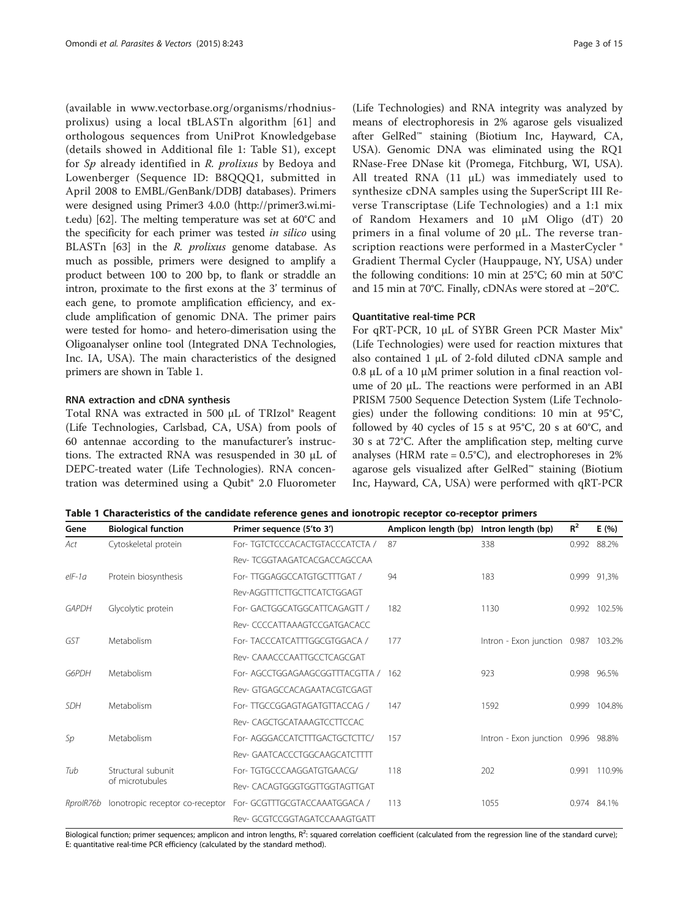(available in www.vectorbase.org/organisms/rhodnius-prolixus) using a local tBLASTn algorithm [61] and orthologous sequences from UniProt Knowledgebase (details showed in Additional file 1: Table S1), except for *Sp* already identified in *R. prolixus* by Bedoya and Lowenberger (Sequence ID: B8QQQ1, submitted in April 2008 to EMBL/GenBank/DDBJ databases). Primers were designed using Primer3 4.0.0 (http://primer3.wi.mit.edu) [62]. The melting temperature was set at 60°C and the specificity for each primer was tested *in silico* using BLASTn [63] in the *R. prolixus* genome database. As much as possible, primers were designed to amplify a product between 100 to 200 bp, to flank or straddle an intron, proximate to the first exons at the 3' terminus of each gene, to promote amplification efficiency, and exclude amplification of genomic DNA. The primer pairs were tested for homo- and hetero-dimerisation using the Oligoanalyser online tool (Integrated DNA Technologies, Inc. IA, USA). The main characteristics of the designed primers are shown in Table 1.

### RNA extraction and cDNA synthesis

Total RNA was extracted in 500 μL of TRIzol® Reagent (Life Technologies, Carlsbad, CA, USA) from pools of 60 antennae according to the manufacturer's instructions. The extracted RNA was resuspended in 30 μL of DEPC-treated water (Life Technologies). RNA concentration was determined using a Qubit® 2.0 Fluorometer (Life Technologies) and RNA integrity was analyzed by means of electrophoresis in 2% agarose gels visualized after GelRed™ staining (Biotium Inc, Hayward, CA, USA). Genomic DNA was eliminated using the RQ1 RNase-Free DNase kit (Promega, Fitchburg, WI, USA). All treated RNA (11 μL) was immediately used to synthesize cDNA samples using the SuperScript III Reverse Transcriptase (Life Technologies) and a 1:1 mix of Random Hexamers and 10 μM Oligo (dT) 20 primers in a final volume of 20 μL. The reverse transcription reactions were performed in a MasterCycler ® Gradient Thermal Cycler (Hauppauge, NY, USA) under the following conditions: 10 min at 25°C; 60 min at 50°C and 15 min at 70°C. Finally, cDNAs were stored at −20°C.

### Quantitative real-time PCR

For qRT-PCR, 10 μL of SYBR Green PCR Master Mix® (Life Technologies) were used for reaction mixtures that also contained 1 μL of 2-fold diluted cDNA sample and 0.8 μL of a 10 μM primer solution in a final reaction volume of 20 μL. The reactions were performed in an ABI PRISM 7500 Sequence Detection System (Life Technologies) under the following conditions: 10 min at 95°C, followed by 40 cycles of 15 s at 95°C, 20 s at 60°C, and 30 s at 72°C. After the amplification step, melting curve analyses (HRM rate = 0.5°C), and electrophoreses in 2% agarose gels visualized after GelRed™ staining (Biotium Inc, Hayward, CA, USA) were performed with qRT-PCR

**Table 1 Characteristics of the candidate reference genes and ionotropic receptor co-receptor primers**

| Gene | Biological function | Primer sequence (5'to 3') | Amplicon length (bp) | Intron length (bp) | $R^2$ | E (%) |
|---|---|---|---|---|---|---|
| *Act* | Cytoskeletal protein | For- TGTCTCCCACACTGTACCCATCTA / | 87 | 338 | 0.992 | 88.2% |
| | | Rev- TCGGTAAGATCACGACCAGCCAA | | | | |
| *eIF-1a* | Protein biosynthesis | For- TTGGAGGCCATGTGCTTTGAT / | 94 | 183 | 0.999 | 91,3% |
| | | Rev-AGGTTTCTTGCTTCATCTGGAGT | | | | |
| *GAPDH* | Glycolytic protein | For- GACTGGCATGGCATTCAGAGTT / | 182 | 1130 | 0.992 | 102.5% |
| | | Rev- CCCCATTAAAGTCCGATGACACC | | | | |
| *GST* | Metabolism | For- TACCCATCATTTGGCGTGGACA / | 177 | Intron - Exon junction | 0.987 | 103.2% |
| | | Rev- CAAACCCAATTGCCTCAGCGAT | | | | |
| *G6PDH* | Metabolism | For- AGCCTGGAGAAGCGGTTTACGTTA / | 162 | 923 | 0.998 | 96.5% |
| | | Rev- GTGAGCCACAGAATACGTCGAGT | | | | |
| *SDH* | Metabolism | For- TTGCCGGAGTAGATGTTACCAG / | 147 | 1592 | 0.999 | 104.8% |
| | | Rev- CAGCTGCATAAAGTCCTTCCAC | | | | |
| *Sp* | Metabolism | For- AGGGACCATCTTTGACTGCTCTTC/ | 157 | Intron - Exon junction | 0.996 | 98.8% |
| | | Rev- GAATCACCCTGGCAAGCATCTTTT | | | | |
| *Tub* | Structural subunit of microtubules | For- TGTGCCCAAGGATGTGAACG/ | 118 | 202 | 0.991 | 110.9% |
| | | Rev- CACAGTGGGTGGTTGGTAGTTGAT | | | | |
| *RproIR76b* | Ionotropic receptor co-receptor | For- GCGTTTGCGTACCAAATGGACA / | 113 | 1055 | 0.974 | 84.1% |
| | | Rev- GCGTCCGGTAGATCCAAAGTGATT | | | | |

Biological function; primer sequences; amplicon and intron lengths, $R^2$: squared correlation coefficient (calculated from the regression line of the standard curve); E: quantitative real-time PCR efficiency (calculated by the standard method).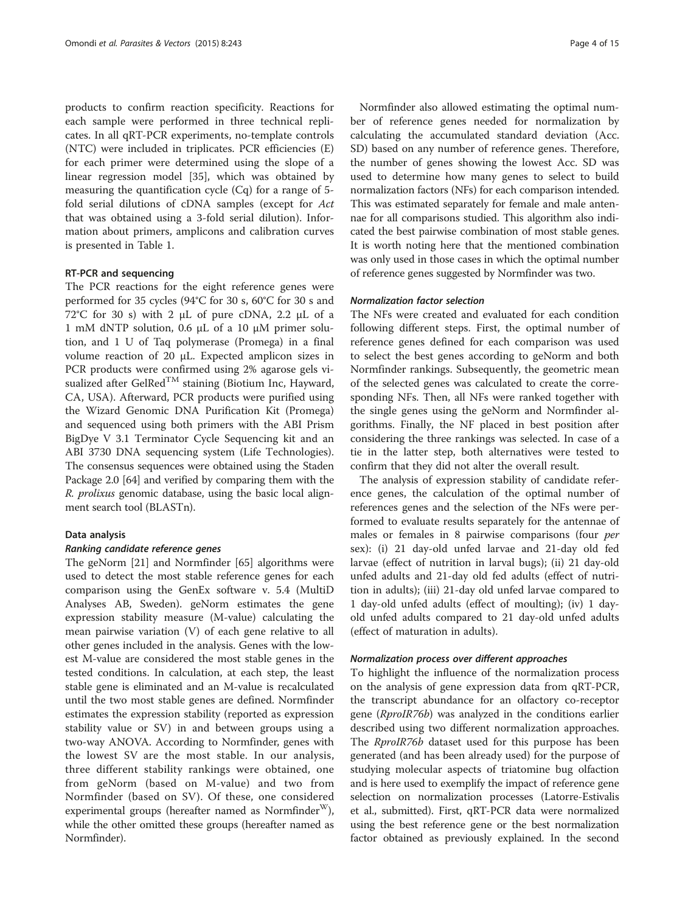products to confirm reaction specificity. Reactions for each sample were performed in three technical replicates. In all qRT-PCR experiments, no-template controls (NTC) were included in triplicates. PCR efficiencies (E) for each primer were determined using the slope of a linear regression model [35], which was obtained by measuring the quantification cycle (Cq) for a range of 5-fold serial dilutions of cDNA samples (except for *Act* that was obtained using a 3-fold serial dilution). Information about primers, amplicons and calibration curves is presented in Table 1.

### RT-PCR and sequencing

The PCR reactions for the eight reference genes were performed for 35 cycles (94°C for 30 s, 60°C for 30 s and 72°C for 30 s) with 2 μL of pure cDNA, 2.2 μL of a 1 mM dNTP solution, 0.6 μL of a 10 μM primer solution, and 1 U of Taq polymerase (Promega) in a final volume reaction of 20 μL. Expected amplicon sizes in PCR products were confirmed using 2% agarose gels visualized after GelRed[TM] staining (Biotium Inc, Hayward, CA, USA). Afterward, PCR products were purified using the Wizard Genomic DNA Purification Kit (Promega) and sequenced using both primers with the ABI Prism BigDye V 3.1 Terminator Cycle Sequencing kit and an ABI 3730 DNA sequencing system (Life Technologies). The consensus sequences were obtained using the Staden Package 2.0 [64] and verified by comparing them with the *R. prolixus* genomic database, using the basic local alignment search tool (BLASTn).

### Data analysis

#### Ranking candidate reference genes

The geNorm [21] and Normfinder [65] algorithms were used to detect the most stable reference genes for each comparison using the GenEx software v. 5.4 (MultiD Analyses AB, Sweden). geNorm estimates the gene expression stability measure (M-value) calculating the mean pairwise variation (V) of each gene relative to all other genes included in the analysis. Genes with the lowest M-value are considered the most stable genes in the tested conditions. In calculation, at each step, the least stable gene is eliminated and an M-value is recalculated until the two most stable genes are defined. Normfinder estimates the expression stability (reported as expression stability value or SV) in and between groups using a two-way ANOVA. According to Normfinder, genes with the lowest SV are the most stable. In our analysis, three different stability rankings were obtained, one from geNorm (based on M-value) and two from Normfinder (based on SV). Of these, one considered experimental groups (hereafter named as Normfinder[W]), while the other omitted these groups (hereafter named as Normfinder).

Normfinder also allowed estimating the optimal number of reference genes needed for normalization by calculating the accumulated standard deviation (Acc. SD) based on any number of reference genes. Therefore, the number of genes showing the lowest Acc. SD was used to determine how many genes to select to build normalization factors (NFs) for each comparison intended. This was estimated separately for female and male antennae for all comparisons studied. This algorithm also indicated the best pairwise combination of most stable genes. It is worth noting here that the mentioned combination was only used in those cases in which the optimal number of reference genes suggested by Normfinder was two.

#### Normalization factor selection

The NFs were created and evaluated for each condition following different steps. First, the optimal number of reference genes defined for each comparison was used to select the best genes according to geNorm and both Normfinder rankings. Subsequently, the geometric mean of the selected genes was calculated to create the corresponding NFs. Then, all NFs were ranked together with the single genes using the geNorm and Normfinder algorithms. Finally, the NF placed in best position after considering the three rankings was selected. In case of a tie in the latter step, both alternatives were tested to confirm that they did not alter the overall result.

The analysis of expression stability of candidate reference genes, the calculation of the optimal number of references genes and the selection of the NFs were performed to evaluate results separately for the antennae of males or females in 8 pairwise comparisons (four *per* sex): (i) 21 day-old unfed larvae and 21-day old fed larvae (effect of nutrition in larval bugs); (ii) 21 day-old unfed adults and 21-day old fed adults (effect of nutrition in adults); (iii) 21-day old unfed larvae compared to 1 day-old unfed adults (effect of moulting); (iv) 1 day-old unfed adults compared to 21 day-old unfed adults (effect of maturation in adults).

#### Normalization process over different approaches

To highlight the influence of the normalization process on the analysis of gene expression data from qRT-PCR, the transcript abundance for an olfactory co-receptor gene (*RproIR76b*) was analyzed in the conditions earlier described using two different normalization approaches. The *RproIR76b* dataset used for this purpose has been generated (and has been already used) for the purpose of studying molecular aspects of triatomine bug olfaction and is here used to exemplify the impact of reference gene selection on normalization processes (Latorre-Estivalis et al., submitted). First, qRT-PCR data were normalized using the best reference gene or the best normalization factor obtained as previously explained. In the second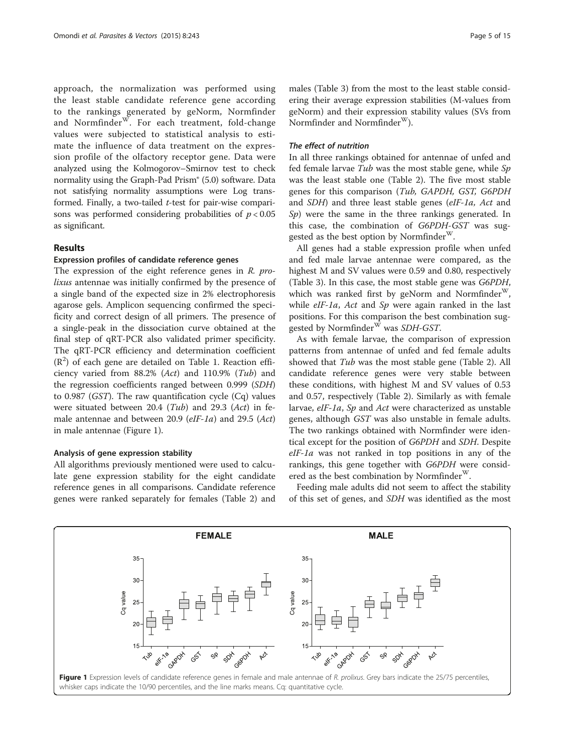approach, the normalization was performed using the least stable candidate reference gene according to the rankings generated by geNorm, Normfinder and Normfinder$^{W}$. For each treatment, fold-change values were subjected to statistical analysis to estimate the influence of data treatment on the expression profile of the olfactory receptor gene. Data were analyzed using the Kolmogorov–Smirnov test to check normality using the Graph-Pad Prism® (5.0) software. Data not satisfying normality assumptions were Log transformed. Finally, a two-tailed *t*-test for pair-wise comparisons was performed considering probabilities of $p < 0.05$ as significant.

## Results

### Expression profiles of candidate reference genes

The expression of the eight reference genes in *R. prolixus* antennae was initially confirmed by the presence of a single band of the expected size in 2% electrophoresis agarose gels. Amplicon sequencing confirmed the specificity and correct design of all primers. The presence of a single-peak in the dissociation curve obtained at the final step of qRT-PCR also validated primer specificity. The qRT-PCR efficiency and determination coefficient ($R^2$) of each gene are detailed on Table 1. Reaction efficiency varied from 88.2% (*Act*) and 110.9% (*Tub*) and the regression coefficients ranged between 0.999 (*SDH*) to 0.987 (*GST*). The raw quantification cycle (Cq) values were situated between 20.4 (*Tub*) and 29.3 (*Act*) in female antennae and between 20.9 (*eIF-1a*) and 29.5 (*Act*) in male antennae (Figure 1).

### Analysis of gene expression stability

All algorithms previously mentioned were used to calculate gene expression stability for the eight candidate reference genes in all comparisons. Candidate reference genes were ranked separately for females (Table 2) and males (Table 3) from the most to the least stable considering their average expression stabilities (M-values from geNorm) and their expression stability values (SVs from Normfinder and Normfinder$^{W}$).

#### *The effect of nutrition*

In all three rankings obtained for antennae of unfed and fed female larvae *Tub* was the most stable gene, while *Sp* was the least stable one (Table 2). The five most stable genes for this comparison (*Tub, GAPDH, GST, G6PDH* and *SDH*) and three least stable genes (*eIF-1a, Act* and *Sp*) were the same in the three rankings generated. In this case, the combination of *G6PDH-GST* was suggested as the best option by Normfinder$^{W}$.

All genes had a stable expression profile when unfed and fed male larvae antennae were compared, as the highest M and SV values were 0.59 and 0.80, respectively (Table 3). In this case, the most stable gene was *G6PDH*, which was ranked first by geNorm and Normfinder$^{W}$, while *eIF-1a*, *Act* and *Sp* were again ranked in the last positions. For this comparison the best combination suggested by Normfinder$^{W}$ was *SDH-GST*.

As with female larvae, the comparison of expression patterns from antennae of unfed and fed female adults showed that *Tub* was the most stable gene (Table 2). All candidate reference genes were very stable between these conditions, with highest M and SV values of 0.53 and 0.57, respectively (Table 2). Similarly as with female larvae, *eIF-1a*, *Sp* and *Act* were characterized as unstable genes, although *GST* was also unstable in female adults. The two rankings obtained with Normfinder were identical except for the position of *G6PDH* and *SDH*. Despite *eIF-1a* was not ranked in top positions in any of the rankings, this gene together with *G6PDH* were considered as the best combination by Normfinder$^{W}$.

Feeding male adults did not seem to affect the stability of this set of genes, and *SDH* was identified as the most

**Figure 1** Expression levels of candidate reference genes in female and male antennae of *R. prolixus*. Grey bars indicate the 25/75 percentiles, whisker caps indicate the 10/90 percentiles, and the line marks means. Cq: quantitative cycle.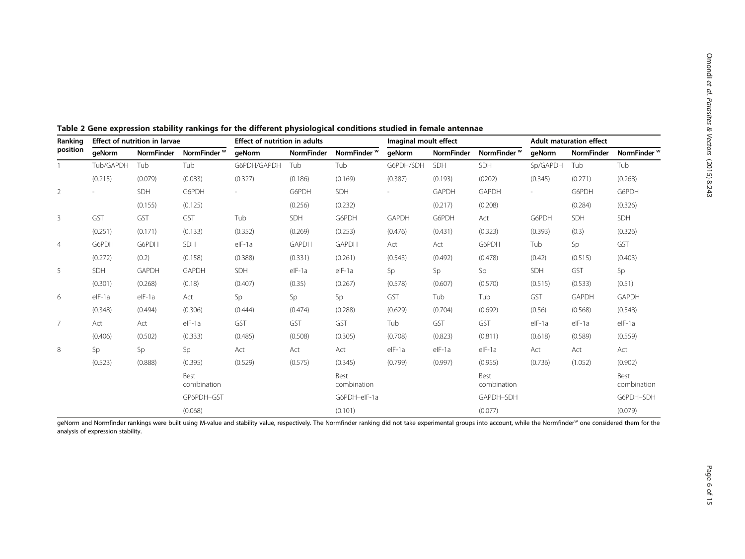**Table 2** Gene expression stability rankings for the different physiological conditions studied in female antennae

| Ranking position | Effect of nutrition in larvae | | | Effect of nutrition in adults | | | Imaginal moult effect | | | Adult maturation effect | | |
|---|---|---|---|---|---|---|---|---|---|---|---|---|
| | geNorm | NormFinder | NormFinder [w] | geNorm | NormFinder | NormFinder [w] | geNorm | NormFinder | NormFinder [w] | geNorm | NormFinder | NormFinder [w] |
| 1 | Tub/GAPDH | Tub | Tub | G6PDH/GAPDH | Tub | Tub | G6PDH/SDH | SDH | SDH | Sp/GAPDH | Tub | Tub |
| | (0.215) | (0.079) | (0.083) | (0.327) | (0.186) | (0.169) | (0.387) | (0.193) | (0202) | (0.345) | (0.271) | (0.268) |
| 2 | - | SDH | G6PDH | - | G6PDH | SDH | - | GAPDH | GAPDH | - | G6PDH | G6PDH |
| | | (0.155) | (0.125) | | (0.256) | (0.232) | | (0.217) | (0.208) | | (0.284) | (0.326) |
| 3 | GST | GST | GST | Tub | SDH | G6PDH | GAPDH | G6PDH | Act | G6PDH | SDH | SDH |
| | (0.251) | (0.171) | (0.133) | (0.352) | (0.269) | (0.253) | (0.476) | (0.431) | (0.323) | (0.393) | (0.3) | (0.326) |
| 4 | G6PDH | G6PDH | SDH | eIF-1a | GAPDH | GAPDH | Act | Act | G6PDH | Tub | Sp | GST |
| | (0.272) | (0.2) | (0.158) | (0.388) | (0.331) | (0.261) | (0.543) | (0.492) | (0.478) | (0.42) | (0.515) | (0.403) |
| 5 | SDH | GAPDH | GAPDH | SDH | eIF-1a | eIF-1a | Sp | Sp | Sp | SDH | GST | Sp |
| | (0.301) | (0.268) | (0.18) | (0.407) | (0.35) | (0.267) | (0.578) | (0.607) | (0.570) | (0.515) | (0.533) | (0.51) |
| 6 | eIF-1a | eIF-1a | Act | Sp | Sp | Sp | GST | Tub | Tub | GST | GAPDH | GAPDH |
| | (0.348) | (0.494) | (0.306) | (0.444) | (0.474) | (0.288) | (0.629) | (0.704) | (0.692) | (0.56) | (0.568) | (0.548) |
| 7 | Act | Act | eIF-1a | GST | GST | GST | Tub | GST | GST | eIF-1a | eIF-1a | eIF-1a |
| | (0.406) | (0.502) | (0.333) | (0.485) | (0.508) | (0.305) | (0.708) | (0.823) | (0.811) | (0.618) | (0.589) | (0.559) |
| 8 | Sp | Sp | Sp | Act | Act | Act | eIF-1a | eIF-1a | eIF-1a | Act | Act | Act |
| | (0.523) | (0.888) | (0.395) | (0.529) | (0.575) | (0.345) | (0.799) | (0.997) | (0.955) | (0.736) | (1.052) | (0.902) |
| | | | Best combination | | | Best combination | | | Best combination | | | Best combination |
| | | | GP6PDH–GST | | | G6PDH–eIF-1a | | | GAPDH–SDH | | | G6PDH–SDH |
| | | | (0.068) | | | (0.101) | | | (0.077) | | | (0.079) |

geNorm and Normfinder rankings were built using M-value and stability value, respectively. The Normfinder ranking did not take experimental groups into account, while the Normfinder[w] one considered them for the analysis of expression stability.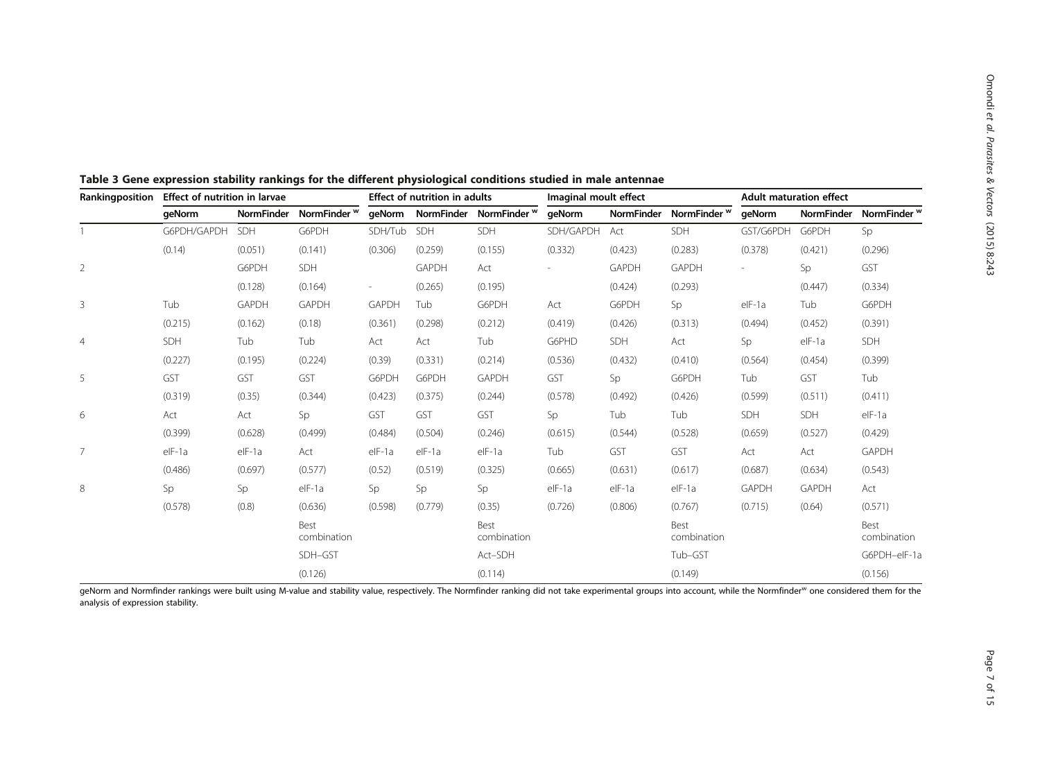**Table 3 Gene expression stability rankings for the different physiological conditions studied in male antennae**

| Rankingposition | Effect of nutrition in larvae | | | Effect of nutrition in adults | | | Imaginal moult effect | | | Adult maturation effect | | |
|---|---|---|---|---|---|---|---|---|---|---|---|---|
| | geNorm | NormFinder | NormFinder [w] | geNorm | NormFinder | NormFinder [w] | geNorm | NormFinder | NormFinder [w] | geNorm | NormFinder | NormFinder [w] |
| 1 | G6PDH/GAPDH | SDH | G6PDH | SDH/Tub | SDH | SDH | SDH/GAPDH | Act | SDH | GST/G6PDH | G6PDH | Sp |
| | (0.14) | (0.051) | (0.141) | (0.306) | (0.259) | (0.155) | (0.332) | (0.423) | (0.283) | (0.378) | (0.421) | (0.296) |
| 2 | | G6PDH | SDH | | GAPDH | Act | - | GAPDH | GAPDH | - | Sp | GST |
| | | (0.128) | (0.164) | - | (0.265) | (0.195) | | (0.424) | (0.293) | | (0.447) | (0.334) |
| 3 | Tub | GAPDH | GAPDH | GAPDH | Tub | G6PDH | Act | G6PDH | Sp | eIF-1a | Tub | G6PDH |
| | (0.215) | (0.162) | (0.18) | (0.361) | (0.298) | (0.212) | (0.419) | (0.426) | (0.313) | (0.494) | (0.452) | (0.391) |
| 4 | SDH | Tub | Tub | Act | Act | Tub | G6PHD | SDH | Act | Sp | eIF-1a | SDH |
| | (0.227) | (0.195) | (0.224) | (0.39) | (0.331) | (0.214) | (0.536) | (0.432) | (0.410) | (0.564) | (0.454) | (0.399) |
| 5 | GST | GST | GST | G6PDH | G6PDH | GAPDH | GST | Sp | G6PDH | Tub | GST | Tub |
| | (0.319) | (0.35) | (0.344) | (0.423) | (0.375) | (0.244) | (0.578) | (0.492) | (0.426) | (0.599) | (0.511) | (0.411) |
| 6 | Act | Act | Sp | GST | GST | GST | Sp | Tub | Tub | SDH | SDH | eIF-1a |
| | (0.399) | (0.628) | (0.499) | (0.484) | (0.504) | (0.246) | (0.615) | (0.544) | (0.528) | (0.659) | (0.527) | (0.429) |
| 7 | eIF-1a | eIF-1a | Act | eIF-1a | eIF-1a | eIF-1a | Tub | GST | GST | Act | Act | GAPDH |
| | (0.486) | (0.697) | (0.577) | (0.52) | (0.519) | (0.325) | (0.665) | (0.631) | (0.617) | (0.687) | (0.634) | (0.543) |
| 8 | Sp | Sp | eIF-1a | Sp | Sp | Sp | eIF-1a | eIF-1a | eIF-1a | GAPDH | GAPDH | Act |
| | (0.578) | (0.8) | (0.636) | (0.598) | (0.779) | (0.35) | (0.726) | (0.806) | (0.767) | (0.715) | (0.64) | (0.571) |
| | | | Best combination | | | Best combination | | | Best combination | | | Best combination |
| | | | SDH–GST | | | Act–SDH | | | Tub–GST | | | G6PDH–eIF-1a |
| | | | (0.126) | | | (0.114) | | | (0.149) | | | (0.156) |

geNorm and Normfinder rankings were built using M-value and stability value, respectively. The Normfinder ranking did not take experimental groups into account, while the Normfinder[w] one considered them for the analysis of expression stability.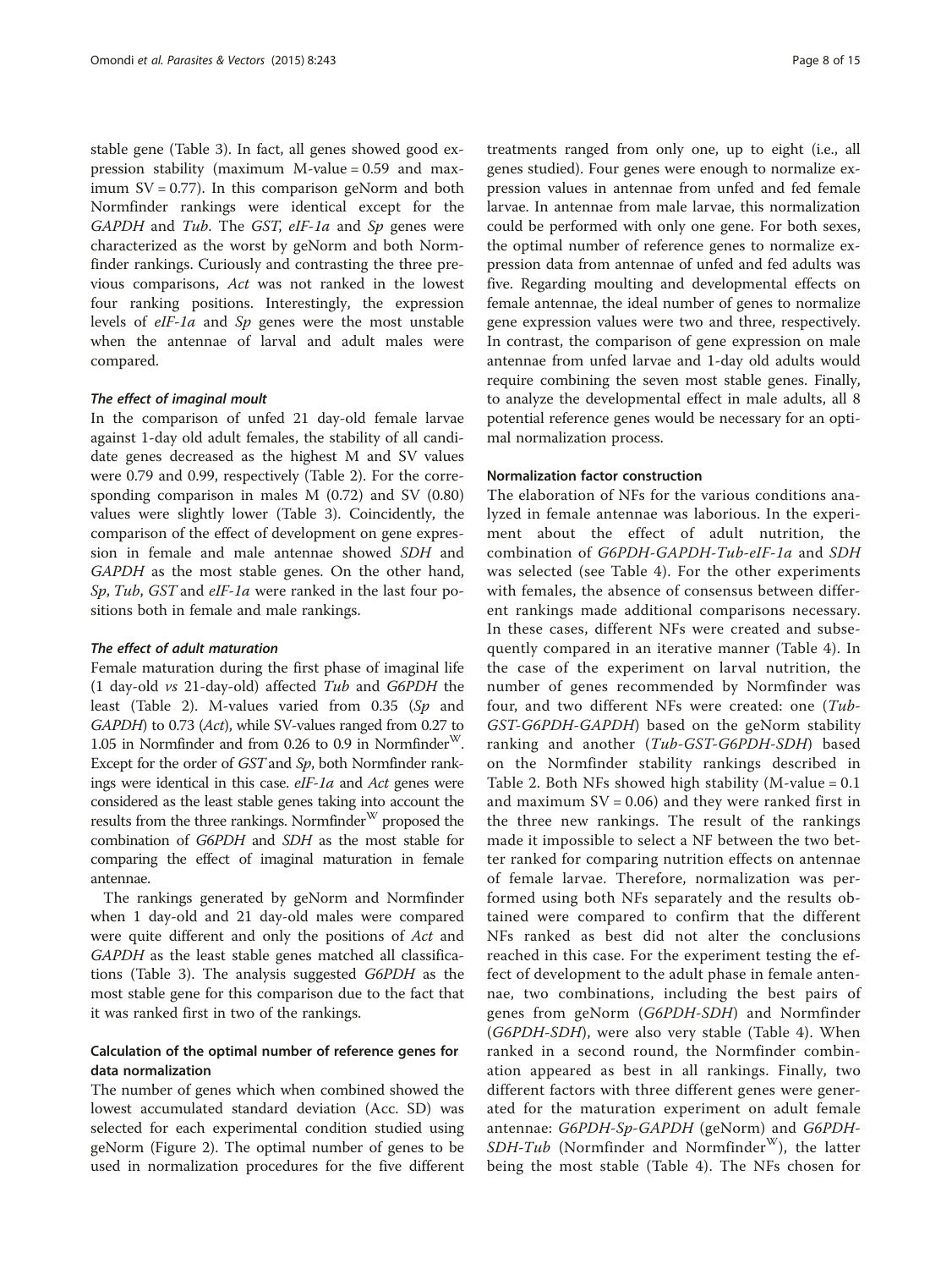stable gene (Table 3). In fact, all genes showed good expression stability (maximum M-value = 0.59 and maximum SV = 0.77). In this comparison geNorm and both Normfinder rankings were identical except for the *GAPDH* and *Tub*. The *GST*, *eIF-1a* and *Sp* genes were characterized as the worst by geNorm and both Normfinder rankings. Curiously and contrasting the three previous comparisons, *Act* was not ranked in the lowest four ranking positions. Interestingly, the expression levels of *eIF-1a* and *Sp* genes were the most unstable when the antennae of larval and adult males were compared.

#### *The effect of imaginal moult*

In the comparison of unfed 21 day-old female larvae against 1-day old adult females, the stability of all candidate genes decreased as the highest M and SV values were 0.79 and 0.99, respectively (Table 2). For the corresponding comparison in males M (0.72) and SV (0.80) values were slightly lower (Table 3). Coincidently, the comparison of the effect of development on gene expression in female and male antennae showed *SDH* and *GAPDH* as the most stable genes. On the other hand, *Sp*, *Tub*, *GST* and *eIF-1a* were ranked in the last four positions both in female and male rankings.

#### *The effect of adult maturation*

Female maturation during the first phase of imaginal life (1 day-old *vs* 21-day-old) affected *Tub* and *G6PDH* the least (Table 2). M-values varied from 0.35 (*Sp* and *GAPDH*) to 0.73 (*Act*), while SV-values ranged from 0.27 to 1.05 in Normfinder and from 0.26 to 0.9 in Normfinder$^{W}$. Except for the order of *GST* and *Sp*, both Normfinder rankings were identical in this case. *eIF-1a* and *Act* genes were considered as the least stable genes taking into account the results from the three rankings. Normfinder$^{W}$ proposed the combination of *G6PDH* and *SDH* as the most stable for comparing the effect of imaginal maturation in female antennae.

The rankings generated by geNorm and Normfinder when 1 day-old and 21 day-old males were compared were quite different and only the positions of *Act* and *GAPDH* as the least stable genes matched all classifications (Table 3). The analysis suggested *G6PDH* as the most stable gene for this comparison due to the fact that it was ranked first in two of the rankings.

### Calculation of the optimal number of reference genes for data normalization

The number of genes which when combined showed the lowest accumulated standard deviation (Acc. SD) was selected for each experimental condition studied using geNorm (Figure 2). The optimal number of genes to be used in normalization procedures for the five different treatments ranged from only one, up to eight (i.e., all genes studied). Four genes were enough to normalize expression values in antennae from unfed and fed female larvae. In antennae from male larvae, this normalization could be performed with only one gene. For both sexes, the optimal number of reference genes to normalize expression data from antennae of unfed and fed adults was five. Regarding moulting and developmental effects on female antennae, the ideal number of genes to normalize gene expression values were two and three, respectively. In contrast, the comparison of gene expression on male antennae from unfed larvae and 1-day old adults would require combining the seven most stable genes. Finally, to analyze the developmental effect in male adults, all 8 potential reference genes would be necessary for an optimal normalization process.

### Normalization factor construction

The elaboration of NFs for the various conditions analyzed in female antennae was laborious. In the experiment about the effect of adult nutrition, the combination of *G6PDH-GAPDH-Tub-eIF-1a* and *SDH* was selected (see Table 4). For the other experiments with females, the absence of consensus between different rankings made additional comparisons necessary. In these cases, different NFs were created and subsequently compared in an iterative manner (Table 4). In the case of the experiment on larval nutrition, the number of genes recommended by Normfinder was four, and two different NFs were created: one (*Tub-GST-G6PDH-GAPDH*) based on the geNorm stability ranking and another (*Tub-GST-G6PDH-SDH*) based on the Normfinder stability rankings described in Table 2. Both NFs showed high stability (M-value = 0.1 and maximum SV = 0.06) and they were ranked first in the three new rankings. The result of the rankings made it impossible to select a NF between the two better ranked for comparing nutrition effects on antennae of female larvae. Therefore, normalization was performed using both NFs separately and the results obtained were compared to confirm that the different NFs ranked as best did not alter the conclusions reached in this case. For the experiment testing the effect of development to the adult phase in female antennae, two combinations, including the best pairs of genes from geNorm (*G6PDH-SDH*) and Normfinder (*G6PDH-SDH*), were also very stable (Table 4). When ranked in a second round, the Normfinder combination appeared as best in all rankings. Finally, two different factors with three different genes were generated for the maturation experiment on adult female antennae: *G6PDH-Sp-GAPDH* (geNorm) and *G6PDH-SDH-Tub* (Normfinder and Normfinder$^{W}$), the latter being the most stable (Table 4). The NFs chosen for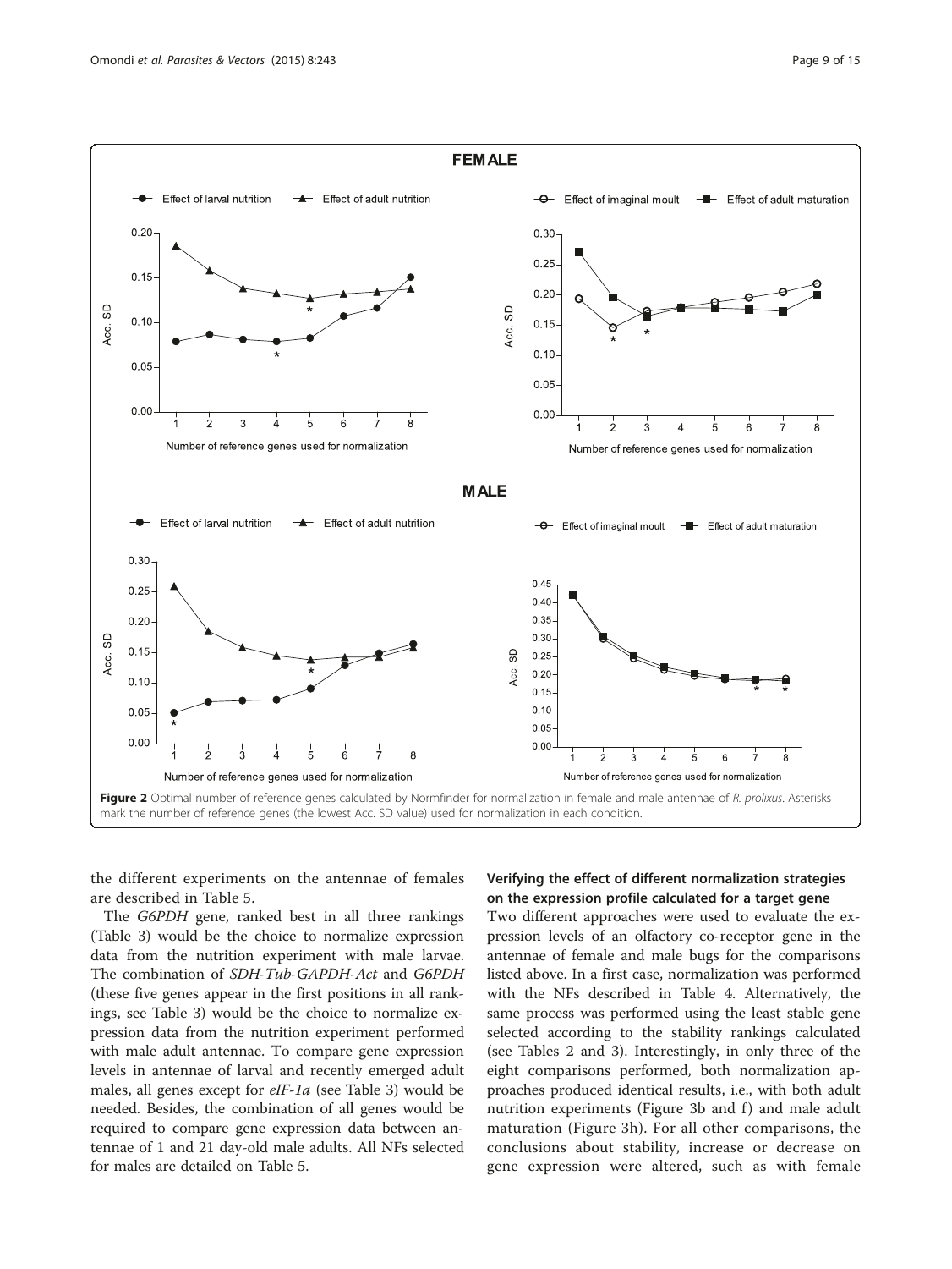Figure 2 Optimal number of reference genes calculated by Normfinder for normalization in female and male antennae of *R. prolixus*. Asterisks mark the number of reference genes (the lowest Acc. SD value) used for normalization in each condition.

the different experiments on the antennae of females are described in Table 5.

The *G6PDH* gene, ranked best in all three rankings (Table 3) would be the choice to normalize expression data from the nutrition experiment with male larvae. The combination of *SDH-Tub-GAPDH-Act* and *G6PDH* (these five genes appear in the first positions in all rankings, see Table 3) would be the choice to normalize expression data from the nutrition experiment performed with male adult antennae. To compare gene expression levels in antennae of larval and recently emerged adult males, all genes except for *eIF-1a* (see Table 3) would be needed. Besides, the combination of all genes would be required to compare gene expression data between antennae of 1 and 21 day-old male adults. All NFs selected for males are detailed on Table 5.

### Verifying the effect of different normalization strategies on the expression profile calculated for a target gene

Two different approaches were used to evaluate the expression levels of an olfactory co-receptor gene in the antennae of female and male bugs for the comparisons listed above. In a first case, normalization was performed with the NFs described in Table 4. Alternatively, the same process was performed using the least stable gene selected according to the stability rankings calculated (see Tables 2 and 3). Interestingly, in only three of the eight comparisons performed, both normalization approaches produced identical results, i.e., with both adult nutrition experiments (Figure 3b and f) and male adult maturation (Figure 3h). For all other comparisons, the conclusions about stability, increase or decrease on gene expression were altered, such as with female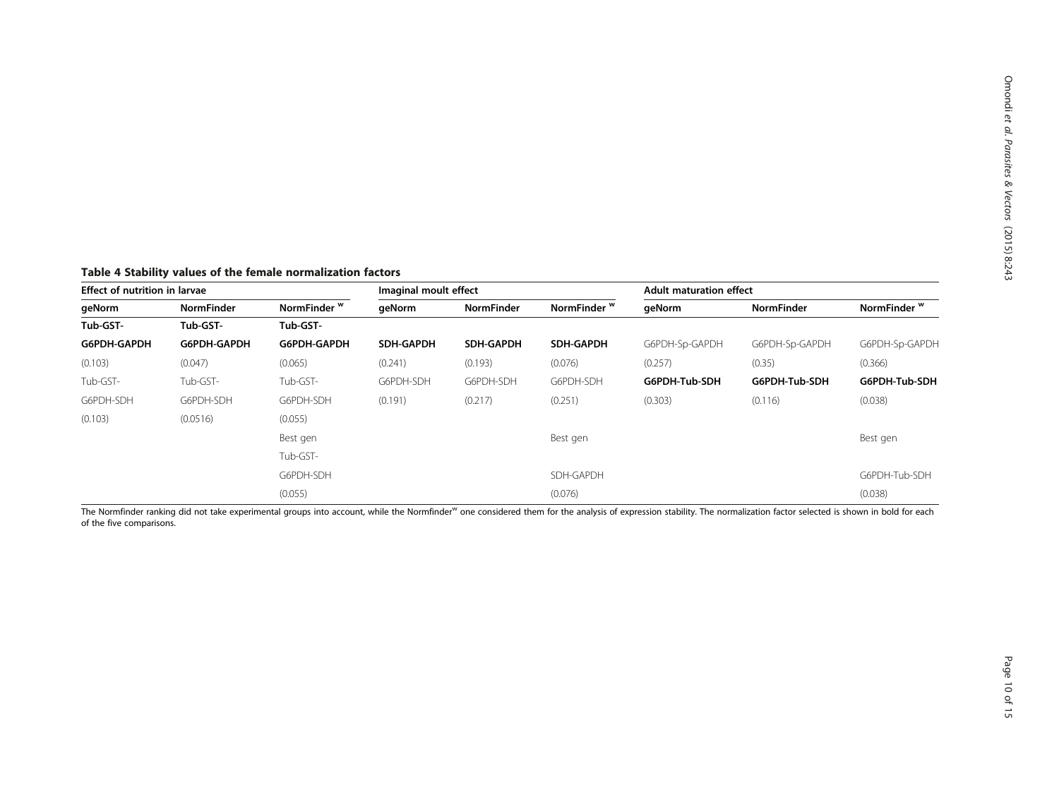**Table 4 Stability values of the female normalization factors**

| Effect of nutrition in larvae | | | Imaginal moult effect | | | Adult maturation effect | | |
|---|---|---|---|---|---|---|---|---|
| geNorm | NormFinder | NormFinder [w] | geNorm | NormFinder | NormFinder [w] | geNorm | NormFinder | NormFinder [w] |
| **Tub-GST-G6PDH-GAPDH** | **Tub-GST-G6PDH-GAPDH** | **Tub-GST-G6PDH-GAPDH** | **SDH-GAPDH** | **SDH-GAPDH** | **SDH-GAPDH** | G6PDH-Sp-GAPDH | G6PDH-Sp-GAPDH | G6PDH-Sp-GAPDH |
| (0.103) | (0.047) | (0.065) | (0.241) | (0.193) | (0.076) | (0.257) | (0.35) | (0.366) |
| Tub-GST-G6PDH-SDH | Tub-GST-G6PDH-SDH | Tub-GST-G6PDH-SDH | G6PDH-SDH | G6PDH-SDH | G6PDH-SDH | **G6PDH-Tub-SDH** | **G6PDH-Tub-SDH** | **G6PDH-Tub-SDH** |
| (0.103) | (0.0516) | (0.055) | (0.191) | (0.217) | (0.251) | (0.303) | (0.116) | (0.038) |
| | | Best gen | | | Best gen | | | Best gen |
| | | Tub-GST-G6PDH-SDH | | | SDH-GAPDH | | | G6PDH-Tub-SDH |
| | | (0.055) | | | (0.076) | | | (0.038) |

The Normfinder ranking did not take experimental groups into account, while the Normfinder[w] one considered them for the analysis of expression stability. The normalization factor selected is shown in bold for each of the five comparisons.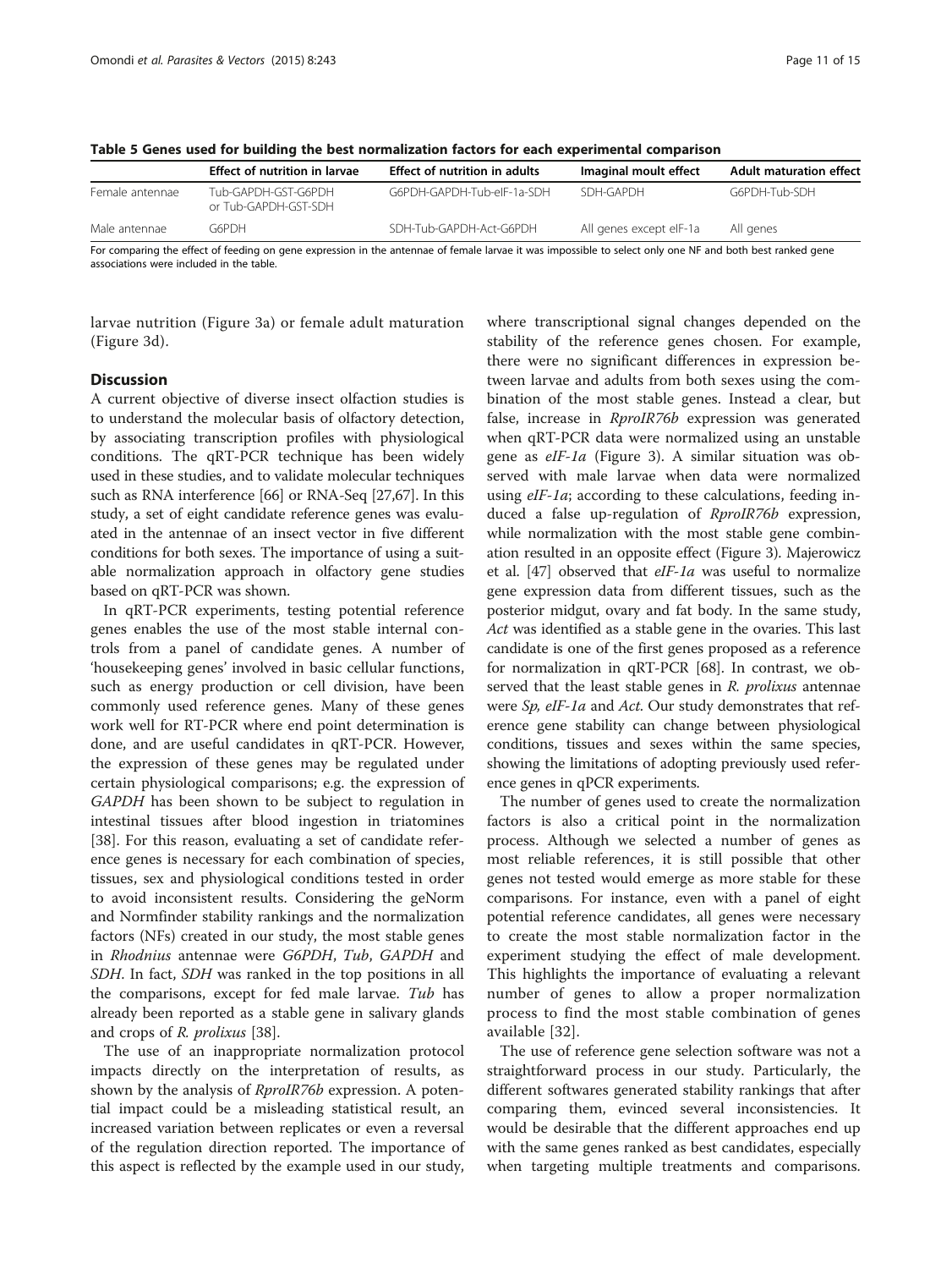**Table 5 Genes used for building the best normalization factors for each experimental comparison**

| | Effect of nutrition in larvae | Effect of nutrition in adults | Imaginal moult effect | Adult maturation effect |
|---|---|---|---|---|
| Female antennae | Tub-GAPDH-GST-G6PDH or Tub-GAPDH-GST-SDH | G6PDH-GAPDH-Tub-eIF-1a-SDH | SDH-GAPDH | G6PDH-Tub-SDH |
| Male antennae | G6PDH | SDH-Tub-GAPDH-Act-G6PDH | All genes except eIF-1a | All genes |

For comparing the effect of feeding on gene expression in the antennae of female larvae it was impossible to select only one NF and both best ranked gene associations were included in the table.

larvae nutrition (Figure 3a) or female adult maturation (Figure 3d).

## Discussion

A current objective of diverse insect olfaction studies is to understand the molecular basis of olfactory detection, by associating transcription profiles with physiological conditions. The qRT-PCR technique has been widely used in these studies, and to validate molecular techniques such as RNA interference [66] or RNA-Seq [27,67]. In this study, a set of eight candidate reference genes was evaluated in the antennae of an insect vector in five different conditions for both sexes. The importance of using a suitable normalization approach in olfactory gene studies based on qRT-PCR was shown.

In qRT-PCR experiments, testing potential reference genes enables the use of the most stable internal controls from a panel of candidate genes. A number of 'housekeeping genes' involved in basic cellular functions, such as energy production or cell division, have been commonly used reference genes. Many of these genes work well for RT-PCR where end point determination is done, and are useful candidates in qRT-PCR. However, the expression of these genes may be regulated under certain physiological comparisons; e.g. the expression of *GAPDH* has been shown to be subject to regulation in intestinal tissues after blood ingestion in triatomines [38]. For this reason, evaluating a set of candidate reference genes is necessary for each combination of species, tissues, sex and physiological conditions tested in order to avoid inconsistent results. Considering the geNorm and Normfinder stability rankings and the normalization factors (NFs) created in our study, the most stable genes in *Rhodnius* antennae were *G6PDH*, *Tub*, *GAPDH* and *SDH*. In fact, *SDH* was ranked in the top positions in all the comparisons, except for fed male larvae. *Tub* has already been reported as a stable gene in salivary glands and crops of *R. prolixus* [38].

The use of an inappropriate normalization protocol impacts directly on the interpretation of results, as shown by the analysis of *RproIR76b* expression. A potential impact could be a misleading statistical result, an increased variation between replicates or even a reversal of the regulation direction reported. The importance of this aspect is reflected by the example used in our study, where transcriptional signal changes depended on the stability of the reference genes chosen. For example, there were no significant differences in expression between larvae and adults from both sexes using the combination of the most stable genes. Instead a clear, but false, increase in *RproIR76b* expression was generated when qRT-PCR data were normalized using an unstable gene as *eIF-1a* (Figure 3). A similar situation was observed with male larvae when data were normalized using *eIF-1a*; according to these calculations, feeding induced a false up-regulation of *RproIR76b* expression, while normalization with the most stable gene combination resulted in an opposite effect (Figure 3). Majerowicz et al. [47] observed that *eIF-1a* was useful to normalize gene expression data from different tissues, such as the posterior midgut, ovary and fat body. In the same study, *Act* was identified as a stable gene in the ovaries. This last candidate is one of the first genes proposed as a reference for normalization in qRT-PCR [68]. In contrast, we observed that the least stable genes in *R. prolixus* antennae were *Sp, eIF-1a* and *Act.* Our study demonstrates that reference gene stability can change between physiological conditions, tissues and sexes within the same species, showing the limitations of adopting previously used reference genes in qPCR experiments.

The number of genes used to create the normalization factors is also a critical point in the normalization process. Although we selected a number of genes as most reliable references, it is still possible that other genes not tested would emerge as more stable for these comparisons. For instance, even with a panel of eight potential reference candidates, all genes were necessary to create the most stable normalization factor in the experiment studying the effect of male development. This highlights the importance of evaluating a relevant number of genes to allow a proper normalization process to find the most stable combination of genes available [32].

The use of reference gene selection software was not a straightforward process in our study. Particularly, the different softwares generated stability rankings that after comparing them, evinced several inconsistencies. It would be desirable that the different approaches end up with the same genes ranked as best candidates, especially when targeting multiple treatments and comparisons.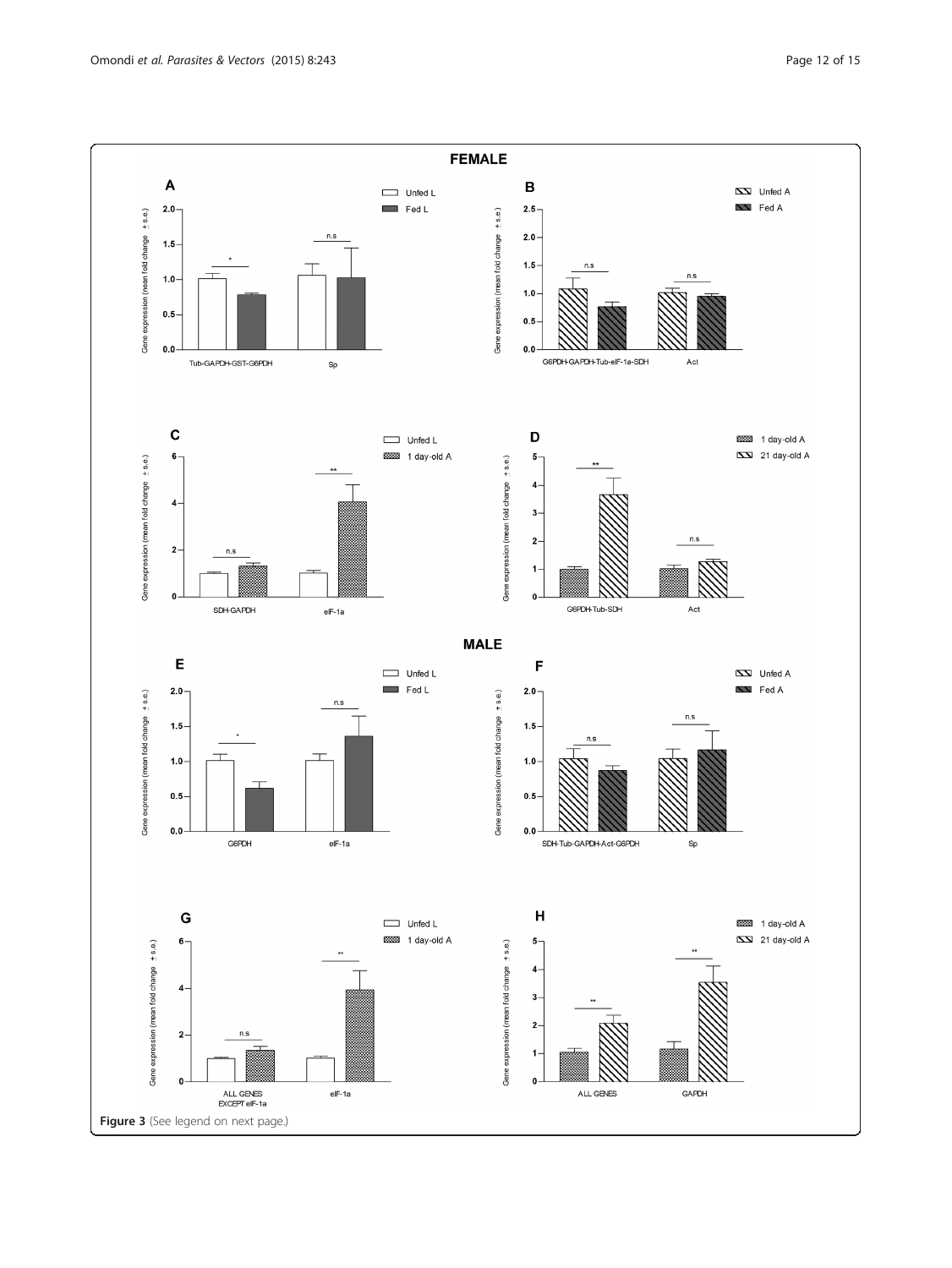Figure 3 (See legend on next page.)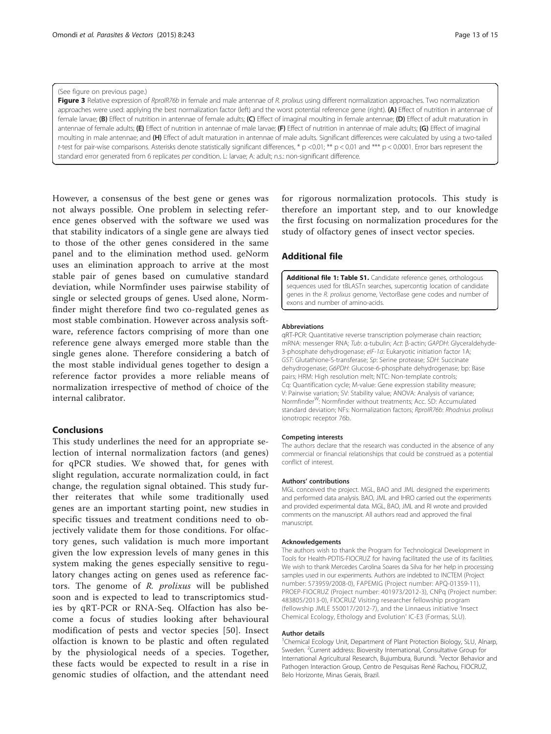(See figure on previous page.)

**Figure 3** Relative expression of *RproIR76b* in female and male antennae of *R. prolixus* using different normalization approaches. Two normalization approaches were used: applying the best normalization factor (left) and the worst potential reference gene (right). **(A)** Effect of nutrition in antennae of female larvae; **(B)** Effect of nutrition in antennae of female adults; **(C)** Effect of imaginal moulting in female antennae; **(D)** Effect of adult maturation in antennae of female adults; **(E)** Effect of nutrition in antennae of male larvae; **(F)** Effect of nutrition in antennae of male adults; **(G)** Effect of imaginal moulting in male antennae; and **(H)** Effect of adult maturation in antennae of male adults. Significant differences were calculated by using a two-tailed *t*-test for pair-wise comparisons. Asterisks denote statistically significant differences, * $p < 0.01$; ** $p < 0.01$ and *** $p < 0.0001$. Error bars represent the standard error generated from 6 replicates *per* condition. L: larvae; A: adult; n.s.: non-significant difference.

However, a consensus of the best gene or genes was not always possible. One problem in selecting reference genes observed with the software we used was that stability indicators of a single gene are always tied to those of the other genes considered in the same panel and to the elimination method used. geNorm uses an elimination approach to arrive at the most stable pair of genes based on cumulative standard deviation, while Normfinder uses pairwise stability of single or selected groups of genes. Used alone, Normfinder might therefore find two co-regulated genes as most stable combination. However across analysis software, reference factors comprising of more than one reference gene always emerged more stable than the single genes alone. Therefore considering a batch of the most stable individual genes together to design a reference factor provides a more reliable means of normalization irrespective of method of choice of the internal calibrator.

## Conclusions

This study underlines the need for an appropriate selection of internal normalization factors (and genes) for qPCR studies. We showed that, for genes with slight regulation, accurate normalization could, in fact change, the regulation signal obtained. This study further reiterates that while some traditionally used genes are an important starting point, new studies in specific tissues and treatment conditions need to objectively validate them for those conditions. For olfactory genes, such validation is much more important given the low expression levels of many genes in this system making the genes especially sensitive to regulatory changes acting on genes used as reference factors. The genome of *R. prolixus* will be published soon and is expected to lead to transcriptomics studies by qRT-PCR or RNA-Seq. Olfaction has also become a focus of studies looking after behavioural modification of pests and vector species [50]. Insect olfaction is known to be plastic and often regulated by the physiological needs of a species. Together, these facts would be expected to result in a rise in genomic studies of olfaction, and the attendant need for rigorous normalization protocols. This study is therefore an important step, and to our knowledge the first focusing on normalization procedures for the study of olfactory genes of insect vector species.

## Additional file

**Additional file 1: Table S1.** Candidate reference genes, orthologous sequences used for tBLASTn searches, supercontig location of candidate genes in the *R. prolixus* genome, VectorBase gene codes and number of exons and number of amino-acids.

#### Abbreviations

qRT-PCR: Quantitative reverse transcription polymerase chain reaction; mRNA: messenger RNA; *Tub*: α-tubulin; *Act*: β-actin; *GAPDH*: Glyceraldehyde-3-phosphate dehydrogenase; *eIF-1a*: Eukaryotic initiation factor 1A; *GST*: Glutathione-S-transferase; *Sp*: Serine protease; *SDH*: Succinate dehydrogenase; *G6PDH*: Glucose-6-phosphate dehydrogenase; bp: Base pairs; HRM: High resolution melt; NTC: Non-template controls; Cq: Quantification cycle; M-value: Gene expression stability measure; V: Pairwise variation; SV: Stability value; ANOVA: Analysis of variance; Normfinder$^{W}$: Normfinder without treatments; Acc. SD: Accumulated standard deviation; NFs: Normalization factors; *RproIR76b*: *Rhodnius prolixus* ionotropic receptor 76b.

#### Competing interests

The authors declare that the research was conducted in the absence of any commercial or financial relationships that could be construed as a potential conflict of interest.

#### Authors' contributions

MGL conceived the project. MGL, BAO and JML designed the experiments and performed data analysis. BAO, JML and IHRO carried out the experiments and provided experimental data. MGL, BAO, JML and RI wrote and provided comments on the manuscript. All authors read and approved the final manuscript.

#### Acknowledgements

The authors wish to thank the Program for Technological Development in Tools for Health-PDTIS-FIOCRUZ for having facilitated the use of its facilities. We wish to thank Mercedes Carolina Soares da Silva for her help in processing samples used in our experiments. Authors are indebted to INCTEM (Project number: 573959/2008-0), FAPEMIG (Project number: APQ-01359-11), PROEP-FIOCRUZ (Project number: 401973/2012-3), CNPq (Project number: 483805/2013-0), FIOCRUZ Visiting researcher fellowship program (fellowship JMLE 550017/2012-7), and the Linnaeus initiative 'Insect Chemical Ecology, Ethology and Evolution' IC-E3 (Formas, SLU).

#### Author details

[1]Chemical Ecology Unit, Department of Plant Protection Biology, SLU, Alnarp, Sweden. [2]Current address: Bioversity International, Consultative Group for International Agricultural Research, Bujumbura, Burundi. [3]Vector Behavior and Pathogen Interaction Group, Centro de Pesquisas René Rachou, FIOCRUZ, Belo Horizonte, Minas Gerais, Brazil.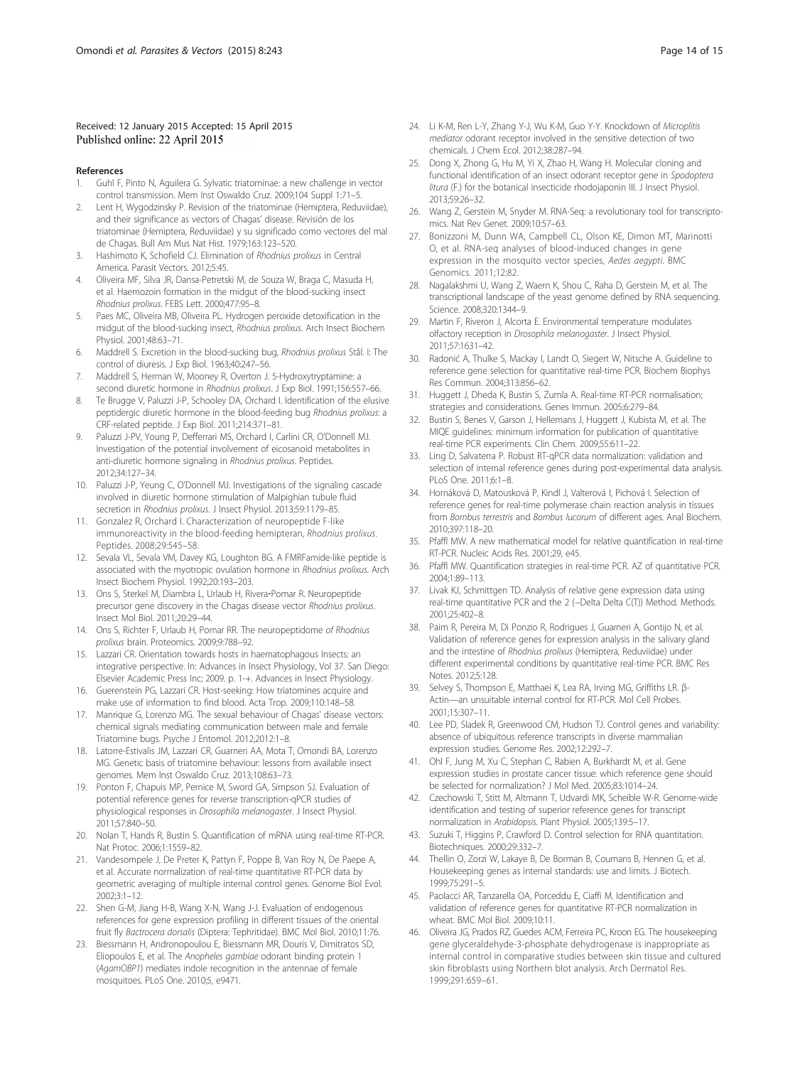Received: 12 January 2015 Accepted: 15 April 2015
Published online: 22 April 2015

## References

1. Guhl F, Pinto N, Aguilera G. Sylvatic triatominae: a new challenge in vector control transmission. Mem Inst Oswaldo Cruz. 2009;104 Suppl 1:71–5.
2. Lent H, Wygodzinsky P. Revision of the triatominae (Hemiptera, Reduviidae), and their significance as vectors of Chagas' disease. Revisión de los triatominae (Hemiptera, Reduviidae) y su significado como vectores del mal de Chagas. Bull Am Mus Nat Hist. 1979;163:123–520.
3. Hashimoto K, Schofield CJ. Elimination of *Rhodnius prolixus* in Central America. Parasit Vectors. 2012;5:45.
4. Oliveira MF, Silva JR, Dansa-Petretski M, de Souza W, Braga C, Masuda H, et al. Haemozoin formation in the midgut of the blood-sucking insect *Rhodnius prolixus*. FEBS Lett. 2000;477:95–8.
5. Paes MC, Oliveira MB, Oliveira PL. Hydrogen peroxide detoxification in the midgut of the blood-sucking insect, *Rhodnius prolixus*. Arch Insect Biochem Physiol. 2001;48:63–71.
6. Maddrell S. Excretion in the blood-sucking bug, *Rhodnius prolixus* Stål. I: The control of diuresis. J Exp Biol. 1963;40:247–56.
7. Maddrell S, Herman W, Mooney R, Overton J. 5-Hydroxytryptamine: a second diuretic hormone in *Rhodnius prolixus*. J Exp Biol. 1991;156:557–66.
8. Te Brugge V, Paluzzi J-P, Schooley DA, Orchard I. Identification of the elusive peptidergic diuretic hormone in the blood-feeding bug *Rhodnius prolixus*: a CRF-related peptide. J Exp Biol. 2011;214:371–81.
9. Paluzzi J-PV, Young P, Defferrari MS, Orchard I, Carlini CR, O'Donnell MJ. Investigation of the potential involvement of eicosanoid metabolites in anti-diuretic hormone signaling in *Rhodnius prolixus*. Peptides. 2012;34:127–34.
10. Paluzzi J-P, Yeung C, O'Donnell MJ. Investigations of the signaling cascade involved in diuretic hormone stimulation of Malpighian tubule fluid secretion in *Rhodnius prolixus*. J Insect Physiol. 2013;59:1179–85.
11. Gonzalez R, Orchard I. Characterization of neuropeptide F-like immunoreactivity in the blood-feeding hemipteran, *Rhodnius prolixus*. Peptides. 2008;29:545–58.
12. Sevala VL, Sevala VM, Davey KG, Loughton BG. A FMRFamide-like peptide is associated with the myotropic ovulation hormone in *Rhodnius prolixus*. Arch Insect Biochem Physiol. 1992;20:193–203.
13. Ons S, Sterkel M, Diambra L, Urlaub H, Rivera-Pomar R. Neuropeptide precursor gene discovery in the Chagas disease vector *Rhodnius prolixus*. Insect Mol Biol. 2011;20:29–44.
14. Ons S, Richter F, Urlaub H, Pomar RR. The neuropeptidome of *Rhodnius prolixus* brain. Proteomics. 2009;9:788–92.
15. Lazzari CR. Orientation towards hosts in haematophagous Insects: an integrative perspective. In: Advances in Insect Physiology, Vol 37. San Diego: Elsevier Academic Press Inc; 2009. p. 1-+. Advances in Insect Physiology.
16. Guerenstein PG, Lazzari CR. Host-seeking: How triatomines acquire and make use of information to find blood. Acta Trop. 2009;110:148–58.
17. Manrique G, Lorenzo MG. The sexual behaviour of Chagas' disease vectors: chemical signals mediating communication between male and female Triatomine bugs. Psyche J Entomol. 2012;2012:1–8.
18. Latorre-Estivalis JM, Lazzari CR, Guarneri AA, Mota T, Omondi BA, Lorenzo MG. Genetic basis of triatomine behaviour: lessons from available insect genomes. Mem Inst Oswaldo Cruz. 2013;108:63–73.
19. Ponton F, Chapuis MP, Pernice M, Sword GA, Simpson SJ. Evaluation of potential reference genes for reverse transcription-qPCR studies of physiological responses in *Drosophila melanogaster*. J Insect Physiol. 2011;57:840–50.
20. Nolan T, Hands R, Bustin S. Quantification of mRNA using real-time RT-PCR. Nat Protoc. 2006;1:1559–82.
21. Vandesompele J, De Preter K, Pattyn F, Poppe B, Van Roy N, De Paepe A, et al. Accurate normalization of real-time quantitative RT-PCR data by geometric averaging of multiple internal control genes. Genome Biol Evol. 2002;3:1–12.
22. Shen G-M, Jiang H-B, Wang X-N, Wang J-J. Evaluation of endogenous references for gene expression profiling in different tissues of the oriental fruit fly *Bactrocera dorsalis* (Diptera: Tephritidae). BMC Mol Biol. 2010;11:76.
23. Biessmann H, Andronopoulou E, Biessmann MR, Douris V, Dimitratos SD, Eliopoulos E, et al. The *Anopheles gambiae* odorant binding protein 1 (*AgamOBP1*) mediates indole recognition in the antennae of female mosquitoes. PLoS One. 2010;5, e9471.
24. Li K-M, Ren L-Y, Zhang Y-J, Wu K-M, Guo Y-Y. Knockdown of *Microplitis mediator* odorant receptor involved in the sensitive detection of two chemicals. J Chem Ecol. 2012;38:287–94.
25. Dong X, Zhong G, Hu M, Yi X, Zhao H, Wang H. Molecular cloning and functional identification of an insect odorant receptor gene in *Spodoptera litura* (F.) for the botanical insecticide rhodojaponin III. J Insect Physiol. 2013;59:26–32.
26. Wang Z, Gerstein M, Snyder M. RNA-Seq: a revolutionary tool for transcriptomics. Nat Rev Genet. 2009;10:57–63.
27. Bonizzoni M, Dunn WA, Campbell CL, Olson KE, Dimon MT, Marinotti O, et al. RNA-seq analyses of blood-induced changes in gene expression in the mosquito vector species, *Aedes aegypti*. BMC Genomics. 2011;12:82.
28. Nagalakshmi U, Wang Z, Waern K, Shou C, Raha D, Gerstein M, et al. The transcriptional landscape of the yeast genome defined by RNA sequencing. Science. 2008;320:1344–9.
29. Martin F, Riveron J, Alcorta E. Environmental temperature modulates olfactory reception in *Drosophila melanogaster*. J Insect Physiol. 2011;57:1631–42.
30. Radonić A, Thulke S, Mackay I, Landt O, Siegert W, Nitsche A. Guideline to reference gene selection for quantitative real-time PCR. Biochem Biophys Res Commun. 2004;313:856–62.
31. Huggett J, Dheda K, Bustin S, Zumla A. Real-time RT-PCR normalisation; strategies and considerations. Genes Immun. 2005;6:279–84.
32. Bustin S, Benes V, Garson J, Hellemans J, Huggett J, Kubista M, et al. The MIQE guidelines: minimum information for publication of quantitative real-time PCR experiments. Clin Chem. 2009;55:611–22.
33. Ling D, Salvaterra P. Robust RT-qPCR data normalization: validation and selection of internal reference genes during post-experimental data analysis. PLoS One. 2011;6:1–8.
34. Horňáková D, Matousková P, Kindl J, Valterová I, Pichová I. Selection of reference genes for real-time polymerase chain reaction analysis in tissues from *Bombus terrestris* and *Bombus lucorum* of different ages. Anal Biochem. 2010;397:118–20.
35. Pfaffl MW. A new mathematical model for relative quantification in real-time RT-PCR. Nucleic Acids Res. 2001;29, e45.
36. Pfaffl MW. Quantification strategies in real-time PCR. AZ of quantitative PCR. 2004;1:89–113.
37. Livak KJ, Schmittgen TD. Analysis of relative gene expression data using real-time quantitative PCR and the 2 (−Delta Delta C(T)) Method. Methods. 2001;25:402–8.
38. Paim R, Pereira M, Di Ponzio R, Rodrigues J, Guarneri A, Gontijo N, et al. Validation of reference genes for expression analysis in the salivary gland and the intestine of *Rhodnius prolixus* (Hemiptera, Reduviidae) under different experimental conditions by quantitative real-time PCR. BMC Res Notes. 2012;5:128.
39. Selvey S, Thompson E, Matthaei K, Lea RA, Irving MG, Griffiths LR. β-Actin—an unsuitable internal control for RT-PCR. Mol Cell Probes. 2001;15:307–11.
40. Lee PD, Sladek R, Greenwood CM, Hudson TJ. Control genes and variability: absence of ubiquitous reference transcripts in diverse mammalian expression studies. Genome Res. 2002;12:292–7.
41. Ohl F, Jung M, Xu C, Stephan C, Rabien A, Burkhardt M, et al. Gene expression studies in prostate cancer tissue: which reference gene should be selected for normalization? J Mol Med. 2005;83:1014–24.
42. Czechowski T, Stitt M, Altmann T, Udvardi MK, Scheible W-R. Genome-wide identification and testing of superior reference genes for transcript normalization in *Arabidopsis*. Plant Physiol. 2005;139:5–17.
43. Suzuki T, Higgins P, Crawford D. Control selection for RNA quantitation. Biotechniques. 2000;29:332–7.
44. Thellin O, Zorzi W, Lakaye B, De Borman B, Coumans B, Hennen G, et al. Housekeeping genes as internal standards: use and limits. J Biotech. 1999;75:291–5.
45. Paolacci AR, Tanzarella OA, Porceddu E, Ciaffi M. Identification and validation of reference genes for quantitative RT-PCR normalization in wheat. BMC Mol Biol. 2009;10:11.
46. Oliveira JG, Prados RZ, Guedes ACM, Ferreira PC, Kroon EG. The housekeeping gene glyceraldehyde-3-phosphate dehydrogenase is inappropriate as internal control in comparative studies between skin tissue and cultured skin fibroblasts using Northern blot analysis. Arch Dermatol Res. 1999;291:659–61.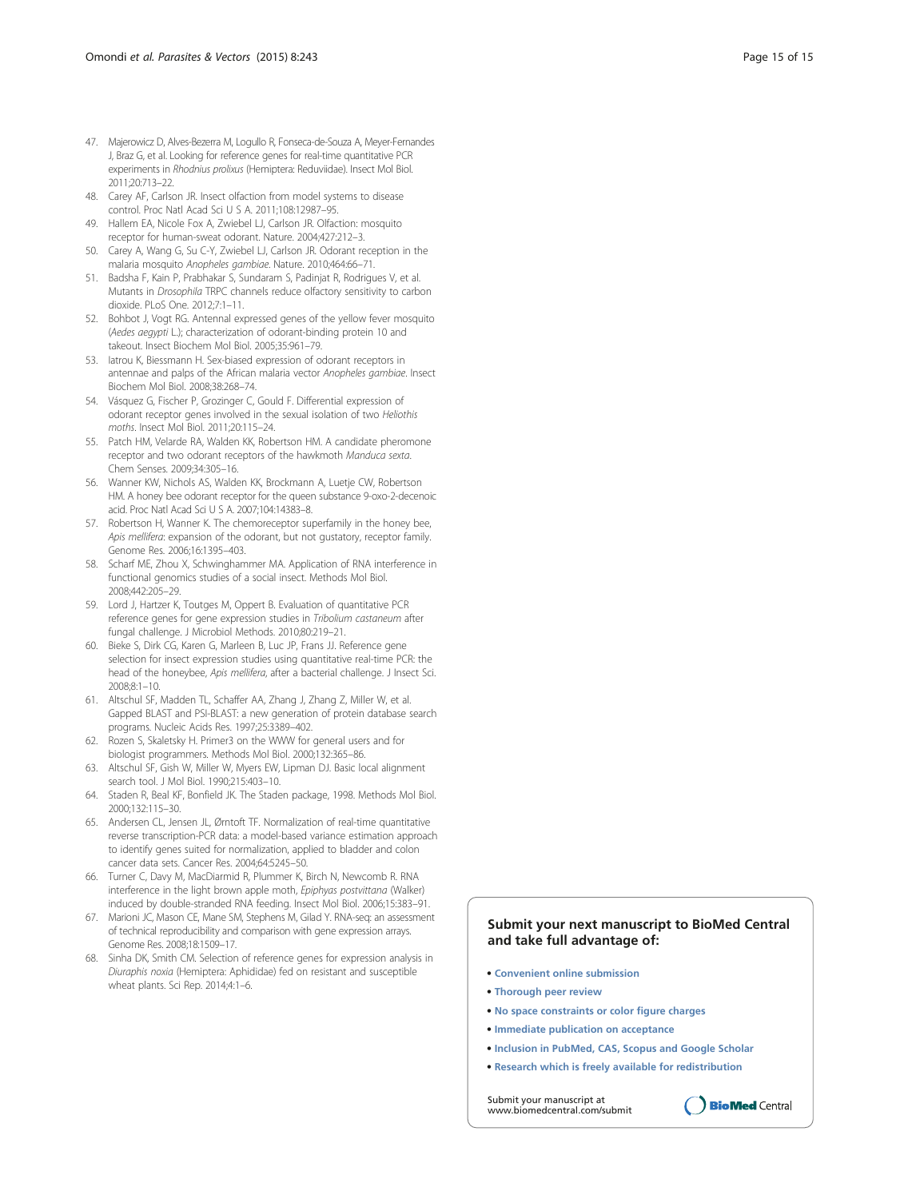47. Majerowicz D, Alves-Bezerra M, Logullo R, Fonseca-de-Souza A, Meyer-Fernandes J, Braz G, et al. Looking for reference genes for real-time quantitative PCR experiments in *Rhodnius prolixus* (Hemiptera: Reduviidae). Insect Mol Biol. 2011;20:713–22.
48. Carey AF, Carlson JR. Insect olfaction from model systems to disease control. Proc Natl Acad Sci U S A. 2011;108:12987–95.
49. Hallem EA, Nicole Fox A, Zwiebel LJ, Carlson JR. Olfaction: mosquito receptor for human-sweat odorant. Nature. 2004;427:212–3.
50. Carey A, Wang G, Su C-Y, Zwiebel LJ, Carlson JR. Odorant reception in the malaria mosquito *Anopheles gambiae*. Nature. 2010;464:66–71.
51. Badsha F, Kain P, Prabhakar S, Sundaram S, Padinjat R, Rodrigues V, et al. Mutants in *Drosophila* TRPC channels reduce olfactory sensitivity to carbon dioxide. PLoS One. 2012;7:1–11.
52. Bohbot J, Vogt RG. Antennal expressed genes of the yellow fever mosquito (*Aedes aegypti* L.); characterization of odorant-binding protein 10 and takeout. Insect Biochem Mol Biol. 2005;35:961–79.
53. Iatrou K, Biessmann H. Sex-biased expression of odorant receptors in antennae and palps of the African malaria vector *Anopheles gambiae*. Insect Biochem Mol Biol. 2008;38:268–74.
54. Vásquez G, Fischer P, Grozinger C, Gould F. Differential expression of odorant receptor genes involved in the sexual isolation of two *Heliothis moths*. Insect Mol Biol. 2011;20:115–24.
55. Patch HM, Velarde RA, Walden KK, Robertson HM. A candidate pheromone receptor and two odorant receptors of the hawkmoth *Manduca sexta*. Chem Senses. 2009;34:305–16.
56. Wanner KW, Nichols AS, Walden KK, Brockmann A, Luetje CW, Robertson HM. A honey bee odorant receptor for the queen substance 9-oxo-2-decenoic acid. Proc Natl Acad Sci U S A. 2007;104:14383–8.
57. Robertson H, Wanner K. The chemoreceptor superfamily in the honey bee, *Apis mellifera*: expansion of the odorant, but not gustatory, receptor family. Genome Res. 2006;16:1395–403.
58. Scharf ME, Zhou X, Schwinghammer MA. Application of RNA interference in functional genomics studies of a social insect. Methods Mol Biol. 2008;442:205–29.
59. Lord J, Hartzer K, Toutges M, Oppert B. Evaluation of quantitative PCR reference genes for gene expression studies in *Tribolium castaneum* after fungal challenge. J Microbiol Methods. 2010;80:219–21.
60. Bieke S, Dirk CG, Karen G, Marleen B, Luc JP, Frans JJ. Reference gene selection for insect expression studies using quantitative real-time PCR: the head of the honeybee, *Apis mellifera*, after a bacterial challenge. J Insect Sci. 2008;8:1–10.
61. Altschul SF, Madden TL, Schaffer AA, Zhang J, Zhang Z, Miller W, et al. Gapped BLAST and PSI-BLAST: a new generation of protein database search programs. Nucleic Acids Res. 1997;25:3389–402.
62. Rozen S, Skaletsky H. Primer3 on the WWW for general users and for biologist programmers. Methods Mol Biol. 2000;132:365–86.
63. Altschul SF, Gish W, Miller W, Myers EW, Lipman DJ. Basic local alignment search tool. J Mol Biol. 1990;215:403–10.
64. Staden R, Beal KF, Bonfield JK. The Staden package, 1998. Methods Mol Biol. 2000;132:115–30.
65. Andersen CL, Jensen JL, Ørntoft TF. Normalization of real-time quantitative reverse transcription-PCR data: a model-based variance estimation approach to identify genes suited for normalization, applied to bladder and colon cancer data sets. Cancer Res. 2004;64:5245–50.
66. Turner C, Davy M, MacDiarmid R, Plummer K, Birch N, Newcomb R. RNA interference in the light brown apple moth, *Epiphyas postvittana* (Walker) induced by double-stranded RNA feeding. Insect Mol Biol. 2006;15:383–91.
67. Marioni JC, Mason CE, Mane SM, Stephens M, Gilad Y. RNA-seq: an assessment of technical reproducibility and comparison with gene expression arrays. Genome Res. 2008;18:1509–17.
68. Sinha DK, Smith CM. Selection of reference genes for expression analysis in *Diuraphis noxia* (Hemiptera: Aphididae) fed on resistant and susceptible wheat plants. Sci Rep. 2014;4:1–6.

**Submit your next manuscript to BioMed Central and take full advantage of:**

- **Convenient online submission**
- **Thorough peer review**
- **No space constraints or color figure charges**
- **Immediate publication on acceptance**
- **Inclusion in PubMed, CAS, Scopus and Google Scholar**
- **Research which is freely available for redistribution**

Submit your manuscript at
www.biomedcentral.com/submit

BioMed Central